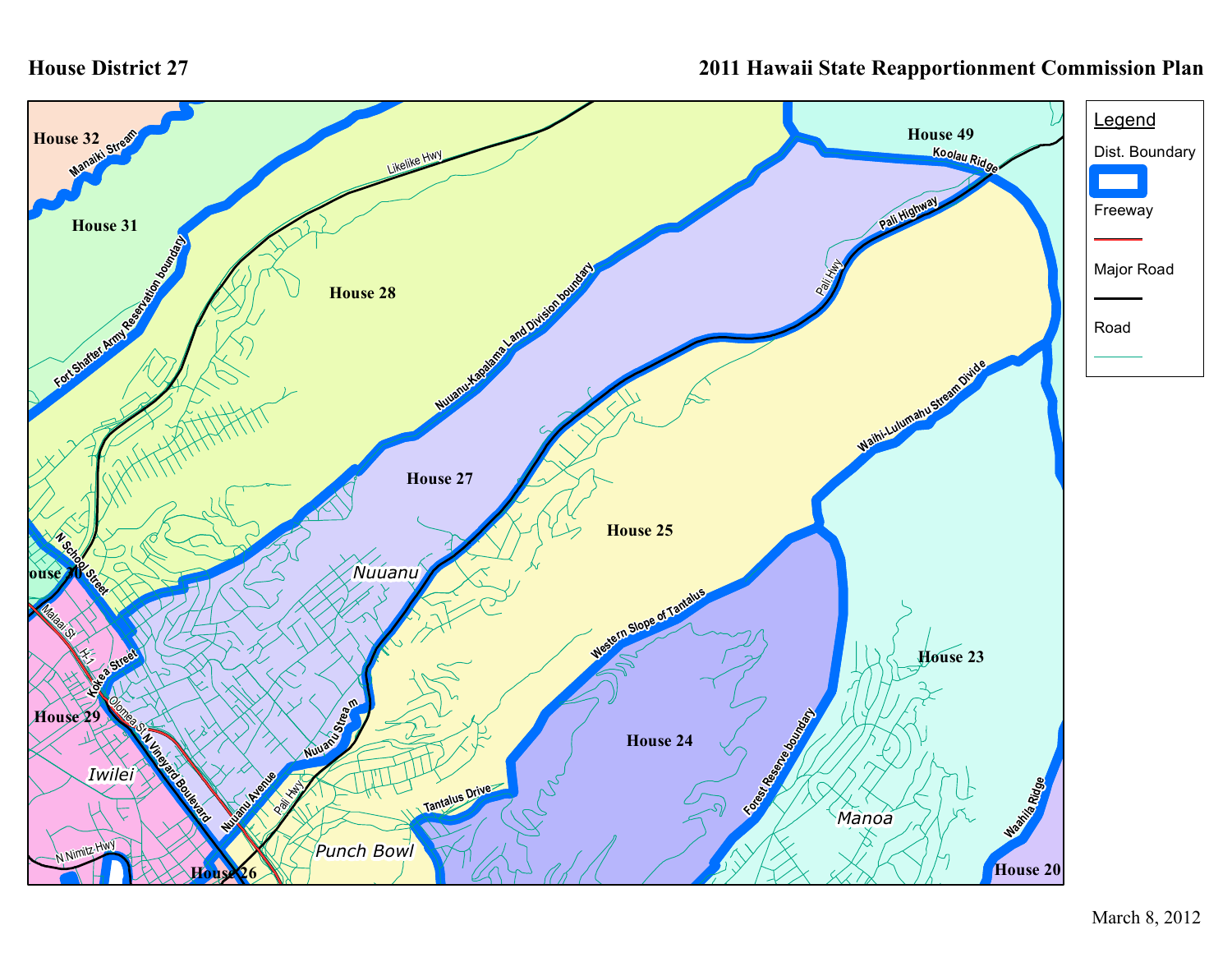# House District 27

## 2011 Hawaii State Reapportionment Commission Plan

**Legend**

- Dist. Boundary
- Freeway
- Major Road
- Road

House 32
House 31
House 28
House 49
House 27
House 25
House 30
House 29
House 23
House 24
House 26
House 20

Manaiki Stream
Likelike Hwy
Koolau Ridge
Pali Highway
Pali Hwy
Fort Shafter Army Reservation boundary
Nuuanu-Kapalama Land Division boundary
Waihi-Lulumahu Stream Divide
N School Street
Malaai St
H-1
Kokea Street
Olomea St
N Vineyard Boulevard
Nuuanu Avenue
Nuuanu Stream
Western Slope of Tantalus
Forest Reserve boundary
Tantalus Drive
Waahila Ridge
N Nimitz Hwy

Nuuanu
Iwilei
Punch Bowl
Manoa

March 8, 2012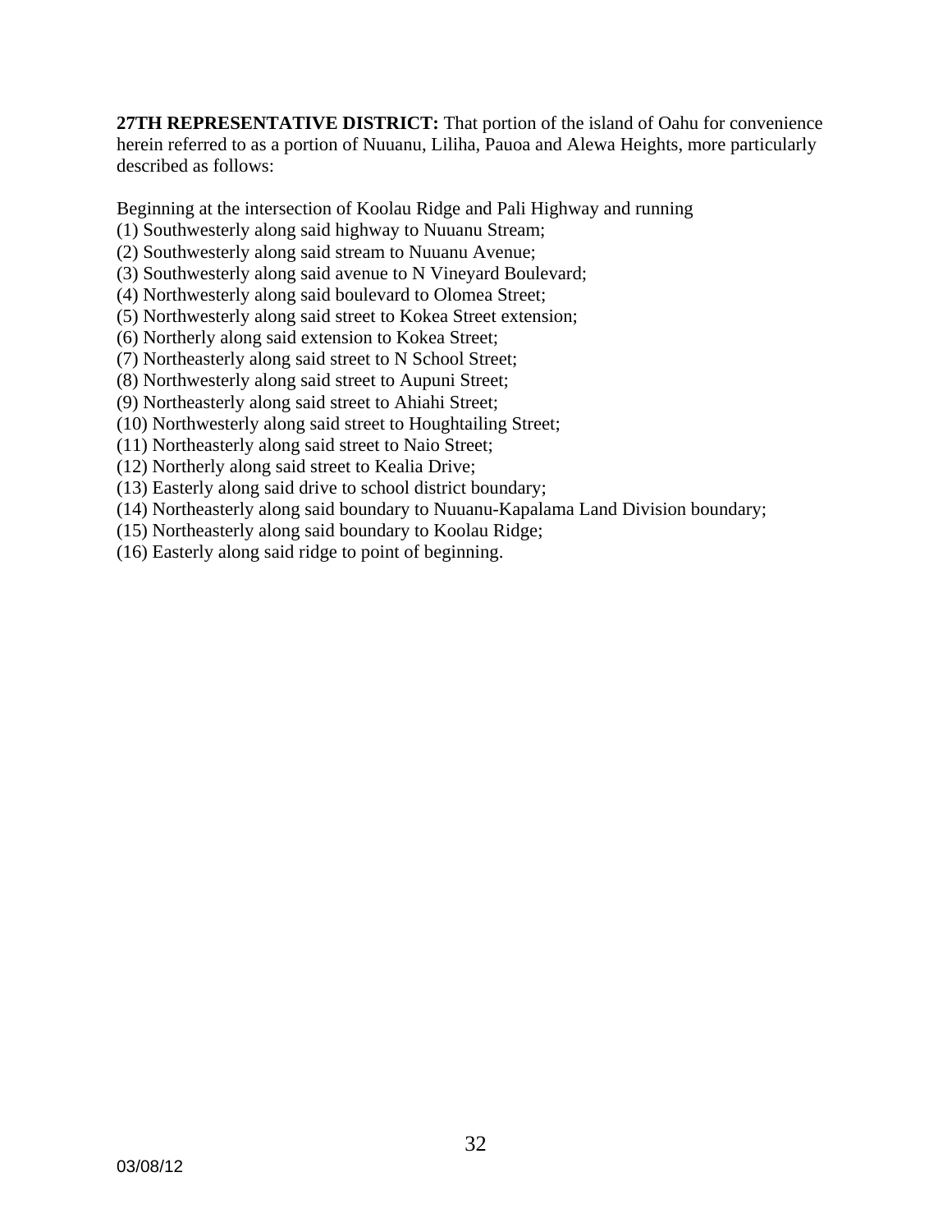**27TH REPRESENTATIVE DISTRICT:** That portion of the island of Oahu for convenience herein referred to as a portion of Nuuanu, Liliha, Pauoa and Alewa Heights, more particularly described as follows:

Beginning at the intersection of Koolau Ridge and Pali Highway and running
(1) Southwesterly along said highway to Nuuanu Stream;
(2) Southwesterly along said stream to Nuuanu Avenue;
(3) Southwesterly along said avenue to N Vineyard Boulevard;
(4) Northwesterly along said boulevard to Olomea Street;
(5) Northwesterly along said street to Kokea Street extension;
(6) Northerly along said extension to Kokea Street;
(7) Northeasterly along said street to N School Street;
(8) Northwesterly along said street to Aupuni Street;
(9) Northeasterly along said street to Ahiahi Street;
(10) Northwesterly along said street to Houghtailing Street;
(11) Northeasterly along said street to Naio Street;
(12) Northerly along said street to Kealia Drive;
(13) Easterly along said drive to school district boundary;
(14) Northeasterly along said boundary to Nuuanu-Kapalama Land Division boundary;
(15) Northeasterly along said boundary to Koolau Ridge;
(16) Easterly along said ridge to point of beginning.